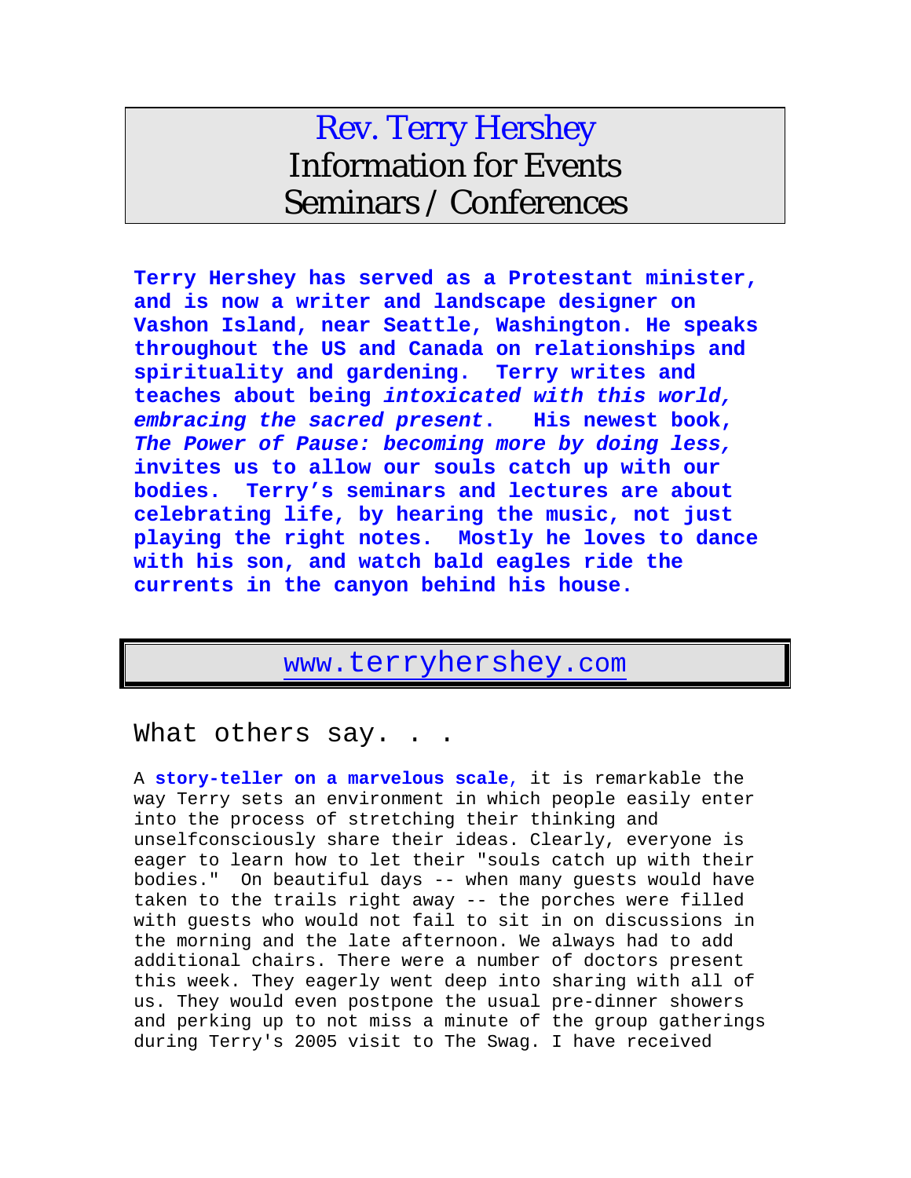# Rev. Terry Hershey
# Information for Events
# Seminars / Conferences

**Terry Hershey has served as a Protestant minister, and is now a writer and landscape designer on Vashon Island, near Seattle, Washington. He speaks throughout the US and Canada on relationships and spirituality and gardening. Terry writes and teaches about being *intoxicated with this world, embracing the sacred present*. His newest book, *The Power of Pause: becoming more by doing less,* invites us to allow our souls catch up with our bodies. Terry's seminars and lectures are about celebrating life, by hearing the music, not just playing the right notes. Mostly he loves to dance with his son, and watch bald eagles ride the currents in the canyon behind his house.**

www.terryhershey.com

## What others say. . .

A **story-teller on a marvelous scale**, it is remarkable the way Terry sets an environment in which people easily enter into the process of stretching their thinking and unselfconsciously share their ideas. Clearly, everyone is eager to learn how to let their "souls catch up with their bodies." On beautiful days -- when many guests would have taken to the trails right away -- the porches were filled with guests who would not fail to sit in on discussions in the morning and the late afternoon. We always had to add additional chairs. There were a number of doctors present this week. They eagerly went deep into sharing with all of us. They would even postpone the usual pre-dinner showers and perking up to not miss a minute of the group gatherings during Terry's 2005 visit to The Swag. I have received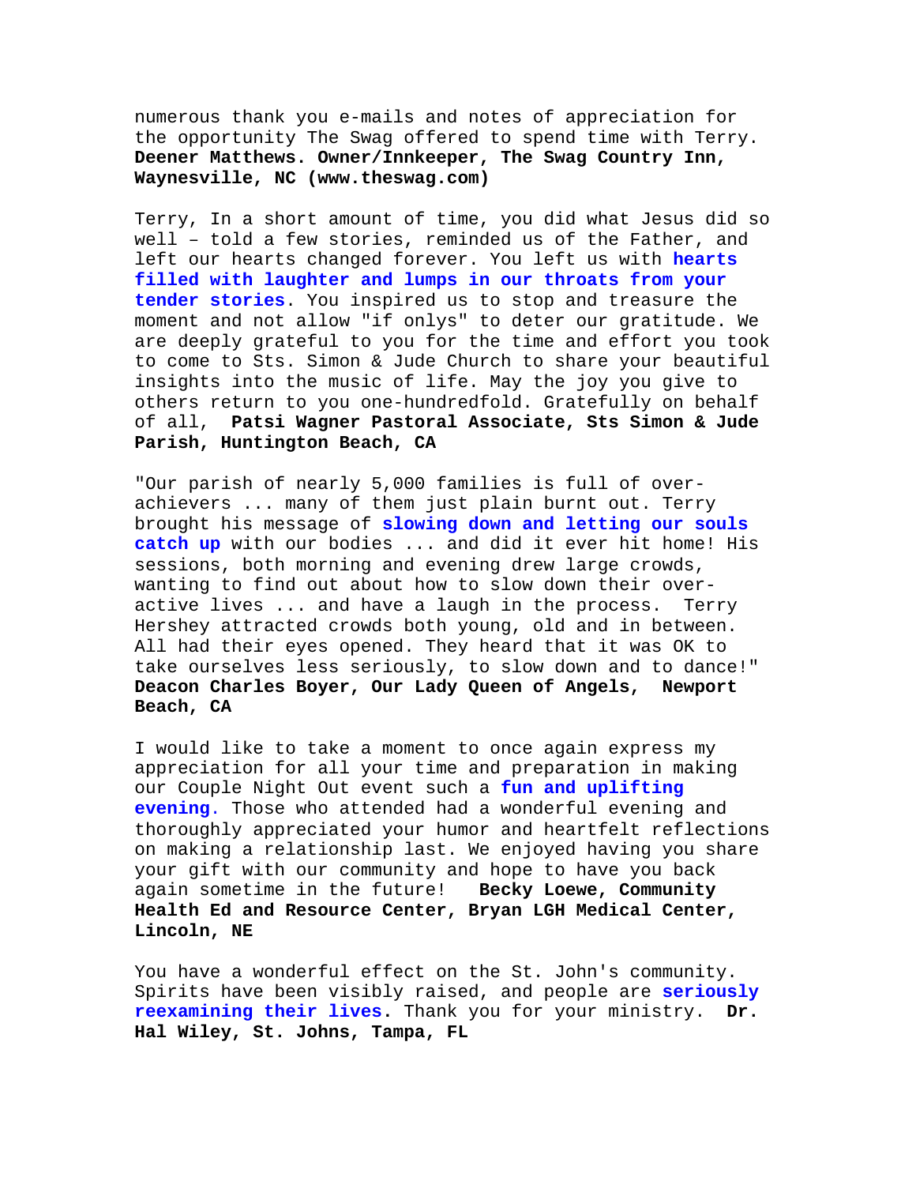numerous thank you e-mails and notes of appreciation for the opportunity The Swag offered to spend time with Terry. **Deener Matthews. Owner/Innkeeper, The Swag Country Inn, Waynesville, NC (www.theswag.com)**

Terry, In a short amount of time, you did what Jesus did so well – told a few stories, reminded us of the Father, and left our hearts changed forever. You left us with **hearts filled with laughter and lumps in our throats from your tender stories**. You inspired us to stop and treasure the moment and not allow "if onlys" to deter our gratitude. We are deeply grateful to you for the time and effort you took to come to Sts. Simon & Jude Church to share your beautiful insights into the music of life. May the joy you give to others return to you one-hundredfold. Gratefully on behalf of all, **Patsi Wagner Pastoral Associate, Sts Simon & Jude Parish, Huntington Beach, CA**

"Our parish of nearly 5,000 families is full of over-achievers ... many of them just plain burnt out. Terry brought his message of **slowing down and letting our souls catch up** with our bodies ... and did it ever hit home! His sessions, both morning and evening drew large crowds, wanting to find out about how to slow down their over-active lives ... and have a laugh in the process. Terry Hershey attracted crowds both young, old and in between. All had their eyes opened. They heard that it was OK to take ourselves less seriously, to slow down and to dance!" **Deacon Charles Boyer, Our Lady Queen of Angels, Newport Beach, CA**

I would like to take a moment to once again express my appreciation for all your time and preparation in making our Couple Night Out event such a **fun and uplifting evening**. Those who attended had a wonderful evening and thoroughly appreciated your humor and heartfelt reflections on making a relationship last. We enjoyed having you share your gift with our community and hope to have you back again sometime in the future! **Becky Loewe, Community Health Ed and Resource Center, Bryan LGH Medical Center, Lincoln, NE**

You have a wonderful effect on the St. John's community. Spirits have been visibly raised, and people are **seriously reexamining their lives.** Thank you for your ministry. **Dr. Hal Wiley, St. Johns, Tampa, FL**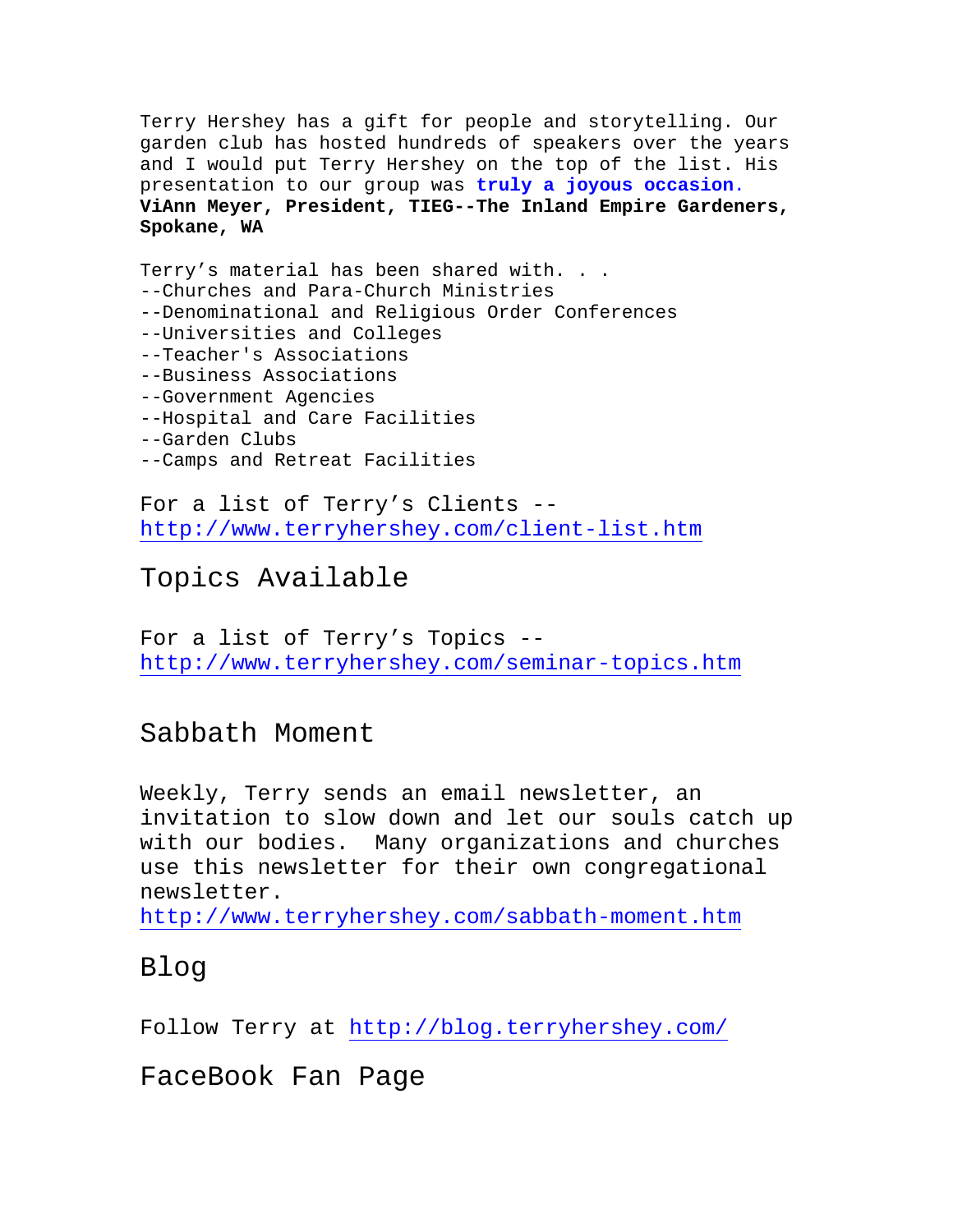Terry Hershey has a gift for people and storytelling. Our garden club has hosted hundreds of speakers over the years and I would put Terry Hershey on the top of the list. His presentation to our group was **truly a joyous occasion**.
**ViAnn Meyer, President, TIEG--The Inland Empire Gardeners, Spokane, WA**

Terry's material has been shared with. . .
--Churches and Para-Church Ministries
--Denominational and Religious Order Conferences
--Universities and Colleges
--Teacher's Associations
--Business Associations
--Government Agencies
--Hospital and Care Facilities
--Garden Clubs
--Camps and Retreat Facilities

For a list of Terry's Clients --
http://www.terryhershey.com/client-list.htm

## Topics Available

For a list of Terry's Topics --
http://www.terryhershey.com/seminar-topics.htm

## Sabbath Moment

Weekly, Terry sends an email newsletter, an invitation to slow down and let our souls catch up with our bodies. Many organizations and churches use this newsletter for their own congregational newsletter.
http://www.terryhershey.com/sabbath-moment.htm

## Blog

Follow Terry at http://blog.terryhershey.com/

## FaceBook Fan Page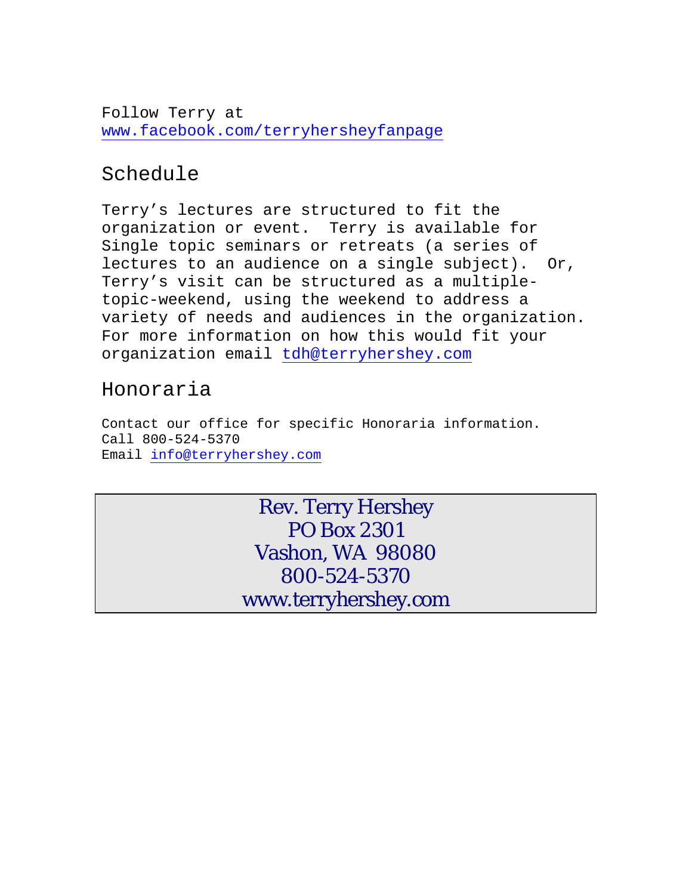Follow Terry at
www.facebook.com/terryhersheyfanpage

## Schedule

Terry's lectures are structured to fit the organization or event. Terry is available for Single topic seminars or retreats (a series of lectures to an audience on a single subject). Or, Terry's visit can be structured as a multiple-topic-weekend, using the weekend to address a variety of needs and audiences in the organization. For more information on how this would fit your organization email tdh@terryhershey.com

## Honoraria

Contact our office for specific Honoraria information.
Call 800-524-5370
Email info@terryhershey.com

Rev. Terry Hershey
PO Box 2301
Vashon, WA 98080
800-524-5370
www.terryhershey.com